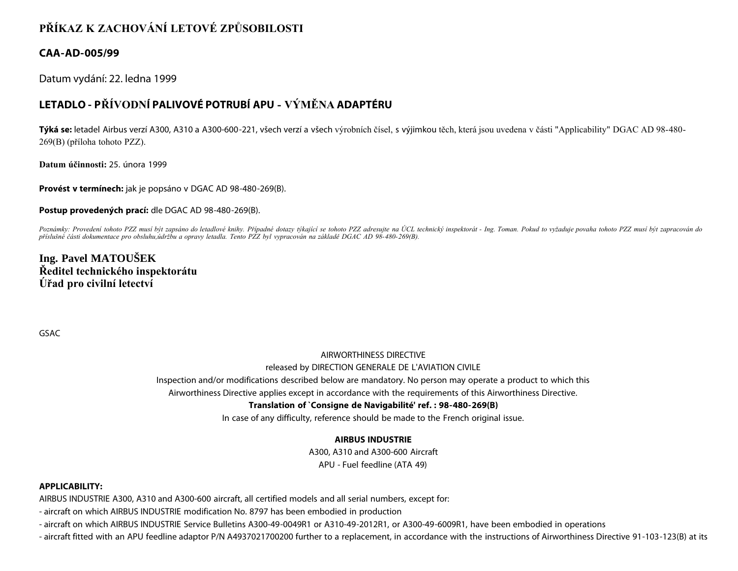# PŘÍKAZ K ZACHOVÁNÍ LETOVÉ ZPŮSOBILOSTI

## CAA-AD-005/99

Datum vydání: 22. ledna 1999

## LETADLO - PŘÍVODNÍ PALIVOVÉ POTRUBÍ APU - VÝMĚNA ADAPTÉRU

**Týká se:** letadel Airbus verzí A300, A310 a A300-600-221, všech verzí a všech výrobních čísel, s výjimkou těch, která jsou uvedena v části "Applicability" DGAC AD 98-480-269(B) (příloha tohoto PZZ).

**Datum účinnosti:** 25. února 1999

**Provést v termínech:** jak je popsáno v DGAC AD 98-480-269(B).

**Postup provedených prací:** dle DGAC AD 98-480-269(B).

*Poznámky: Provedení tohoto PZZ musí být zapsáno do letadlové knihy. Případné dotazy týkající se tohoto PZZ adresujte na ÚCL technický inspektorát - Ing. Toman. Pokud to vyžaduje povaha tohoto PZZ musí být zapracován do příslušné části dokumentace pro obsluhu,údržbu a opravy letadla. Tento PZZ byl vypracován na základě DGAC AD 98-480-269(B).*

**Ing. Pavel MATOUŠEK**
**Ředitel technického inspektorátu**
**Úřad pro civilní letectví**

GSAC

AIRWORTHINESS DIRECTIVE

released by DIRECTION GENERALE DE L'AVIATION CIVILE

Inspection and/or modifications described below are mandatory. No person may operate a product to which this Airworthiness Directive applies except in accordance with the requirements of this Airworthiness Directive.

**Translation of `Consigne de Navigabilité' ref. : 98-480-269(B)**

In case of any difficulty, reference should be made to the French original issue.

**AIRBUS INDUSTRIE**

A300, A310 and A300-600 Aircraft

APU - Fuel feedline (ATA 49)

**APPLICABILITY:**

AIRBUS INDUSTRIE A300, A310 and A300-600 aircraft, all certified models and all serial numbers, except for:

- aircraft on which AIRBUS INDUSTRIE modification No. 8797 has been embodied in production
- aircraft on which AIRBUS INDUSTRIE Service Bulletins A300-49-0049R1 or A310-49-2012R1, or A300-49-6009R1, have been embodied in operations
- aircraft fitted with an APU feedline adaptor P/N A4937021700200 further to a replacement, in accordance with the instructions of Airworthiness Directive 91-103-123(B) at its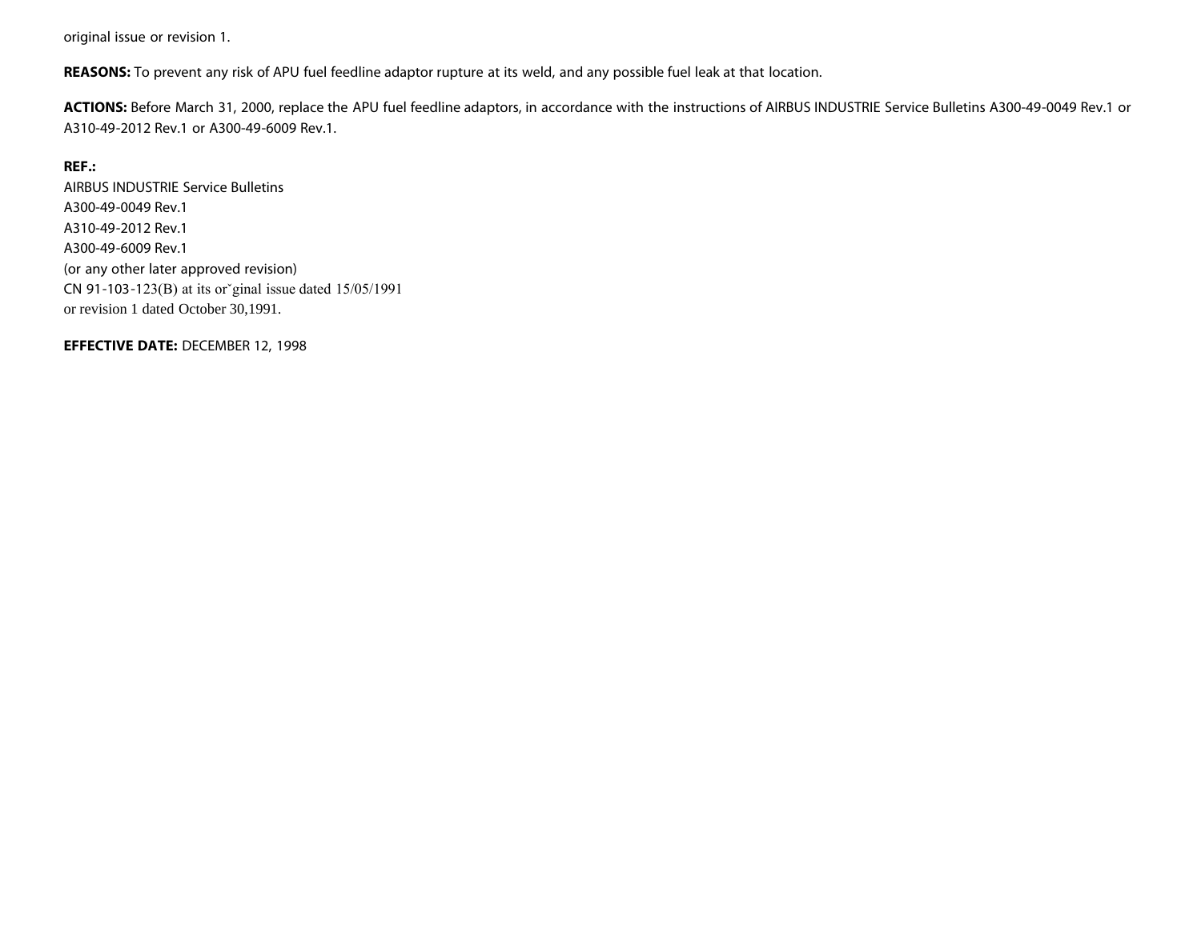original issue or revision 1.

**REASONS:** To prevent any risk of APU fuel feedline adaptor rupture at its weld, and any possible fuel leak at that location.

**ACTIONS:** Before March 31, 2000, replace the APU fuel feedline adaptors, in accordance with the instructions of AIRBUS INDUSTRIE Service Bulletins A300-49-0049 Rev.1 or A310-49-2012 Rev.1 or A300-49-6009 Rev.1.

**REF.:**
AIRBUS INDUSTRIE Service Bulletins
A300-49-0049 Rev.1
A310-49-2012 Rev.1
A300-49-6009 Rev.1
(or any other later approved revision)
CN 91-103-123(B) at its or˘ginal issue dated 15/05/1991
or revision 1 dated October 30,1991.

**EFFECTIVE DATE:** DECEMBER 12, 1998